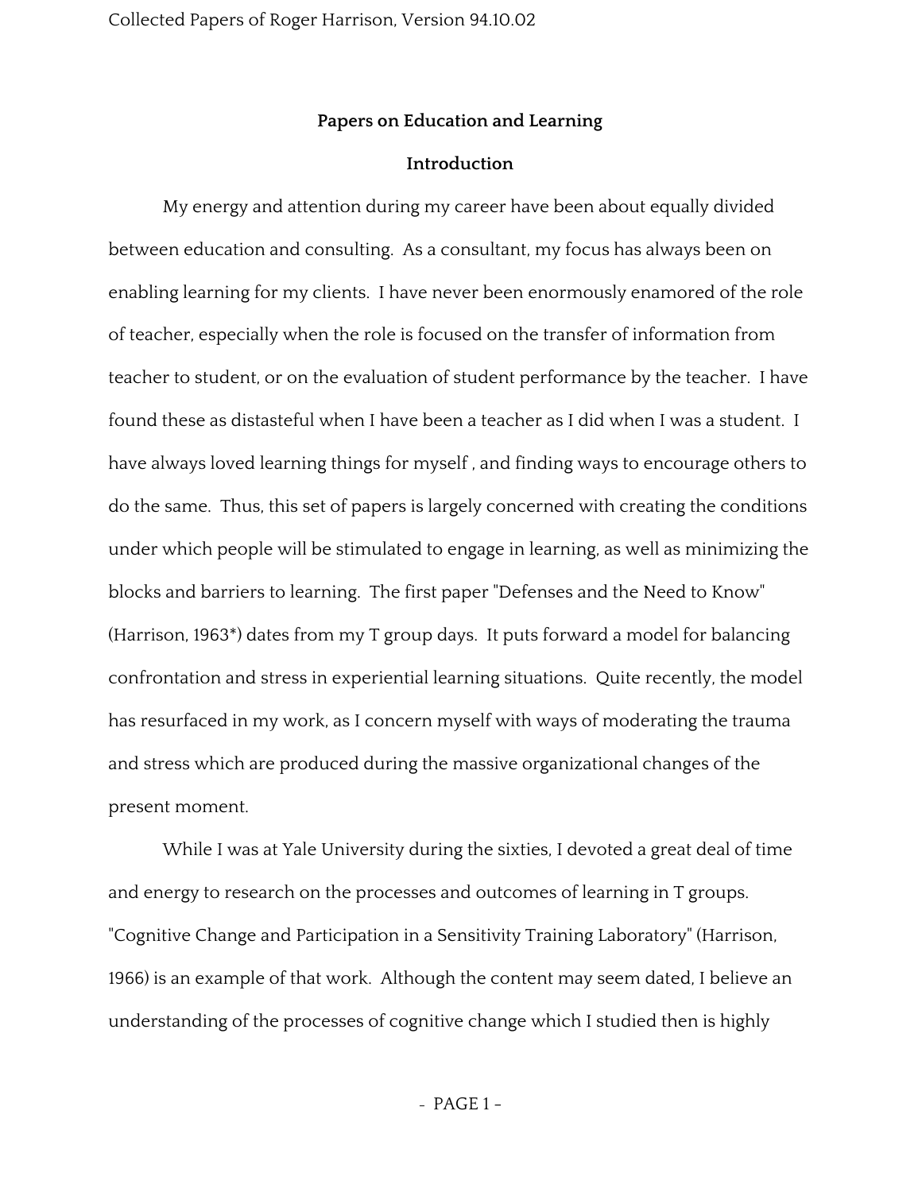## Papers on Education and Learning

### Introduction

My energy and attention during my career have been about equally divided between education and consulting. As a consultant, my focus has always been on enabling learning for my clients. I have never been enormously enamored of the role of teacher, especially when the role is focused on the transfer of information from teacher to student, or on the evaluation of student performance by the teacher. I have found these as distasteful when I have been a teacher as I did when I was a student. I have always loved learning things for myself , and finding ways to encourage others to do the same. Thus, this set of papers is largely concerned with creating the conditions under which people will be stimulated to engage in learning, as well as minimizing the blocks and barriers to learning. The first paper "Defenses and the Need to Know" (Harrison, 1963*) dates from my T group days. It puts forward a model for balancing confrontation and stress in experiential learning situations. Quite recently, the model has resurfaced in my work, as I concern myself with ways of moderating the trauma and stress which are produced during the massive organizational changes of the present moment.

While I was at Yale University during the sixties, I devoted a great deal of time and energy to research on the processes and outcomes of learning in T groups. "Cognitive Change and Participation in a Sensitivity Training Laboratory" (Harrison, 1966) is an example of that work. Although the content may seem dated, I believe an understanding of the processes of cognitive change which I studied then is highly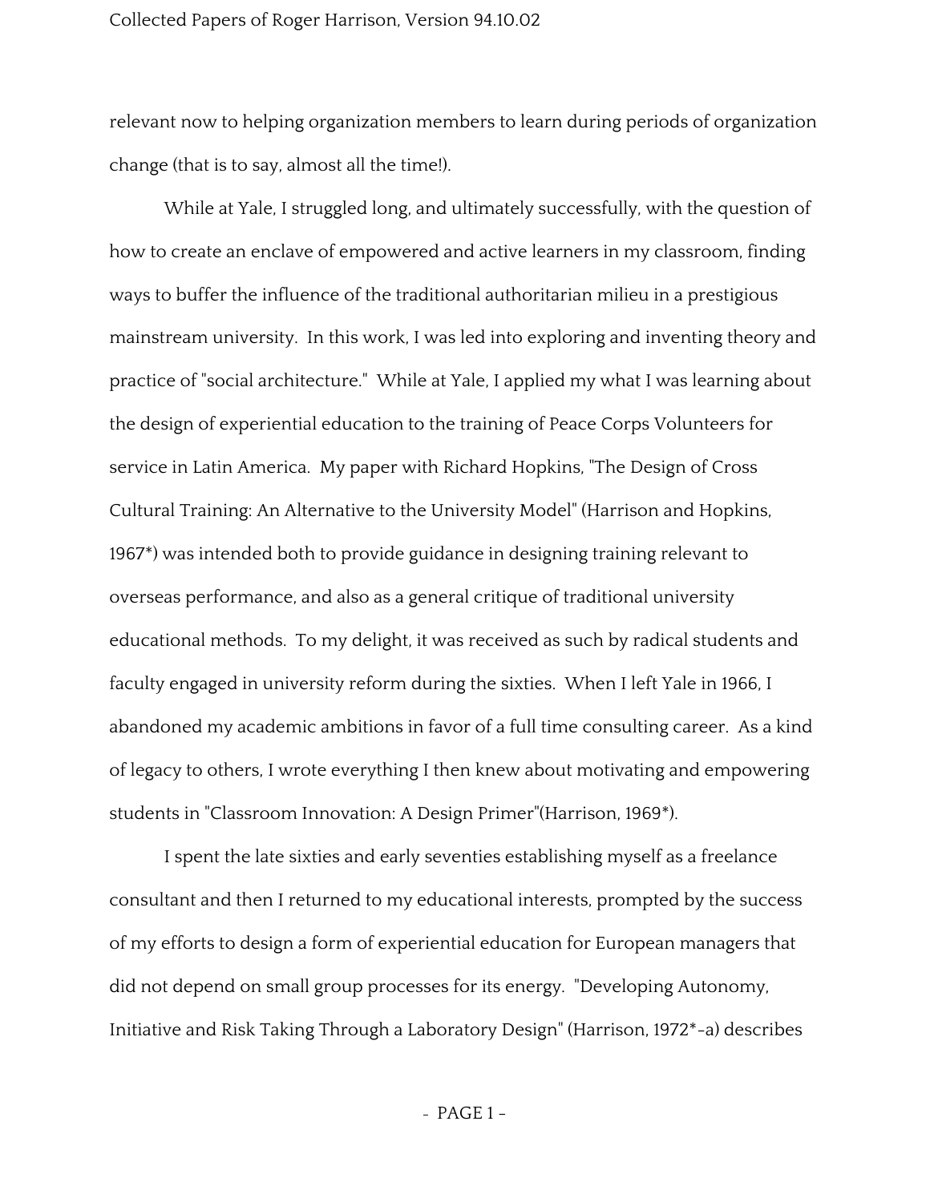relevant now to helping organization members to learn during periods of organization change (that is to say, almost all the time!).

While at Yale, I struggled long, and ultimately successfully, with the question of how to create an enclave of empowered and active learners in my classroom, finding ways to buffer the influence of the traditional authoritarian milieu in a prestigious mainstream university. In this work, I was led into exploring and inventing theory and practice of "social architecture." While at Yale, I applied my what I was learning about the design of experiential education to the training of Peace Corps Volunteers for service in Latin America. My paper with Richard Hopkins, "The Design of Cross Cultural Training: An Alternative to the University Model" (Harrison and Hopkins, 1967*) was intended both to provide guidance in designing training relevant to overseas performance, and also as a general critique of traditional university educational methods. To my delight, it was received as such by radical students and faculty engaged in university reform during the sixties. When I left Yale in 1966, I abandoned my academic ambitions in favor of a full time consulting career. As a kind of legacy to others, I wrote everything I then knew about motivating and empowering students in "Classroom Innovation: A Design Primer"(Harrison, 1969*).

I spent the late sixties and early seventies establishing myself as a freelance consultant and then I returned to my educational interests, prompted by the success of my efforts to design a form of experiential education for European managers that did not depend on small group processes for its energy. "Developing Autonomy, Initiative and Risk Taking Through a Laboratory Design" (Harrison, 1972*-a) describes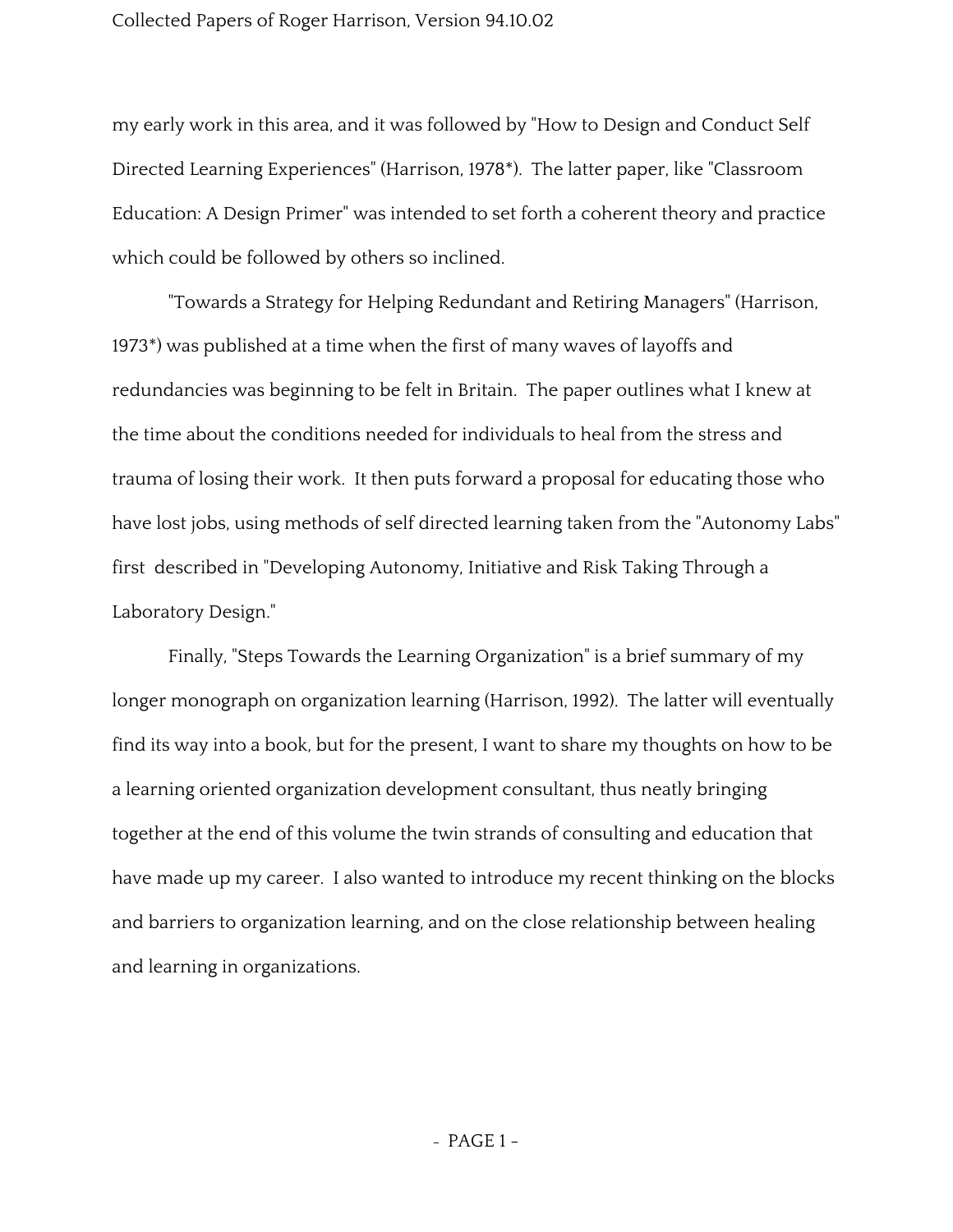my early work in this area, and it was followed by "How to Design and Conduct Self Directed Learning Experiences" (Harrison, 1978*). The latter paper, like "Classroom Education: A Design Primer" was intended to set forth a coherent theory and practice which could be followed by others so inclined.

"Towards a Strategy for Helping Redundant and Retiring Managers" (Harrison, 1973*) was published at a time when the first of many waves of layoffs and redundancies was beginning to be felt in Britain. The paper outlines what I knew at the time about the conditions needed for individuals to heal from the stress and trauma of losing their work. It then puts forward a proposal for educating those who have lost jobs, using methods of self directed learning taken from the "Autonomy Labs" first described in "Developing Autonomy, Initiative and Risk Taking Through a Laboratory Design."

Finally, "Steps Towards the Learning Organization" is a brief summary of my longer monograph on organization learning (Harrison, 1992). The latter will eventually find its way into a book, but for the present, I want to share my thoughts on how to be a learning oriented organization development consultant, thus neatly bringing together at the end of this volume the twin strands of consulting and education that have made up my career. I also wanted to introduce my recent thinking on the blocks and barriers to organization learning, and on the close relationship between healing and learning in organizations.